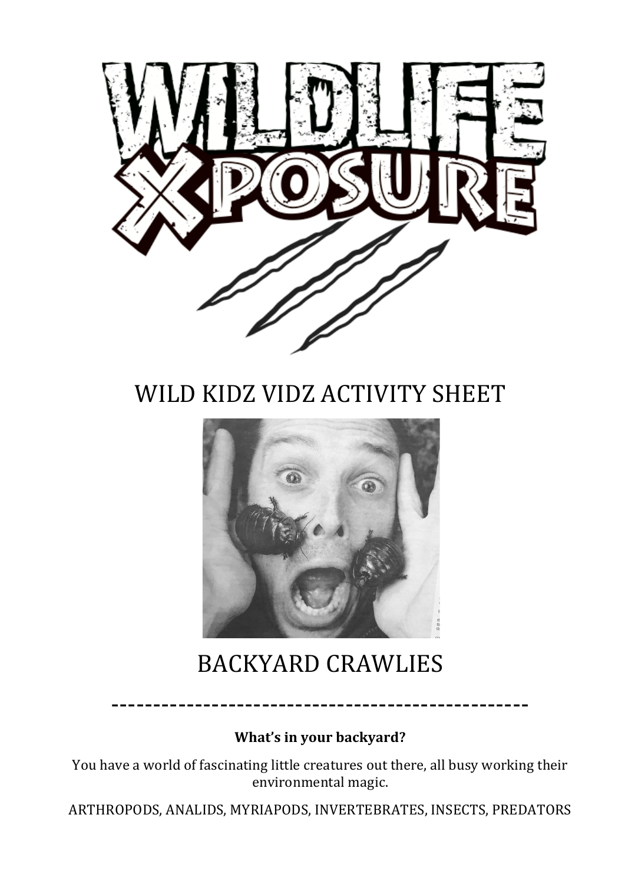# WILDLIFE XPOSURE

## WILD KIDZ VIDZ ACTIVITY SHEET

## BACKYARD CRAWLIES

---

**What's in your backyard?**

You have a world of fascinating little creatures out there, all busy working their environmental magic.

ARTHROPODS, ANALIDS, MYRIAPODS, INVERTEBRATES, INSECTS, PREDATORS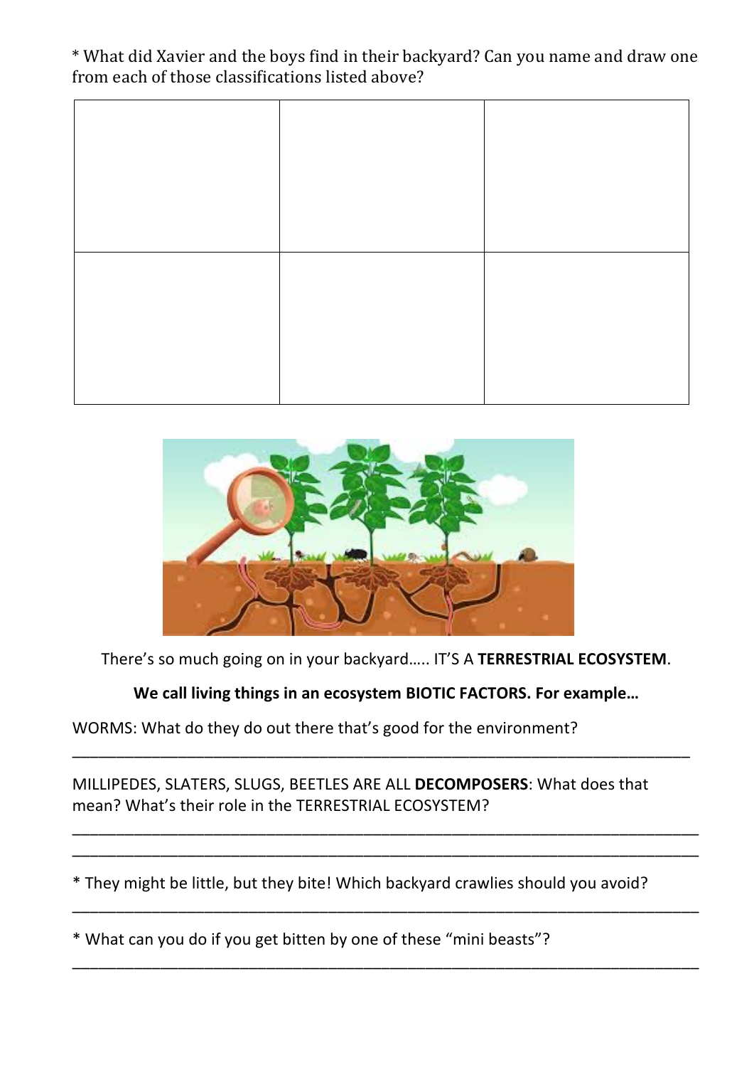* What did Xavier and the boys find in their backyard? Can you name and draw one from each of those classifications listed above?

| | | |
|---|---|---|
| | | |
| | | |

There's so much going on in your backyard….. IT'S A **TERRESTRIAL ECOSYSTEM**.

**We call living things in an ecosystem BIOTIC FACTORS. For example…**

WORMS: What do they do out there that's good for the environment?

______________________________________________________________________

MILLIPEDES, SLATERS, SLUGS, BEETLES ARE ALL **DECOMPOSERS**: What does that mean? What's their role in the TERRESTRIAL ECOSYSTEM?

______________________________________________________________________

______________________________________________________________________

* They might be little, but they bite! Which backyard crawlies should you avoid?

______________________________________________________________________

* What can you do if you get bitten by one of these "mini beasts"?

______________________________________________________________________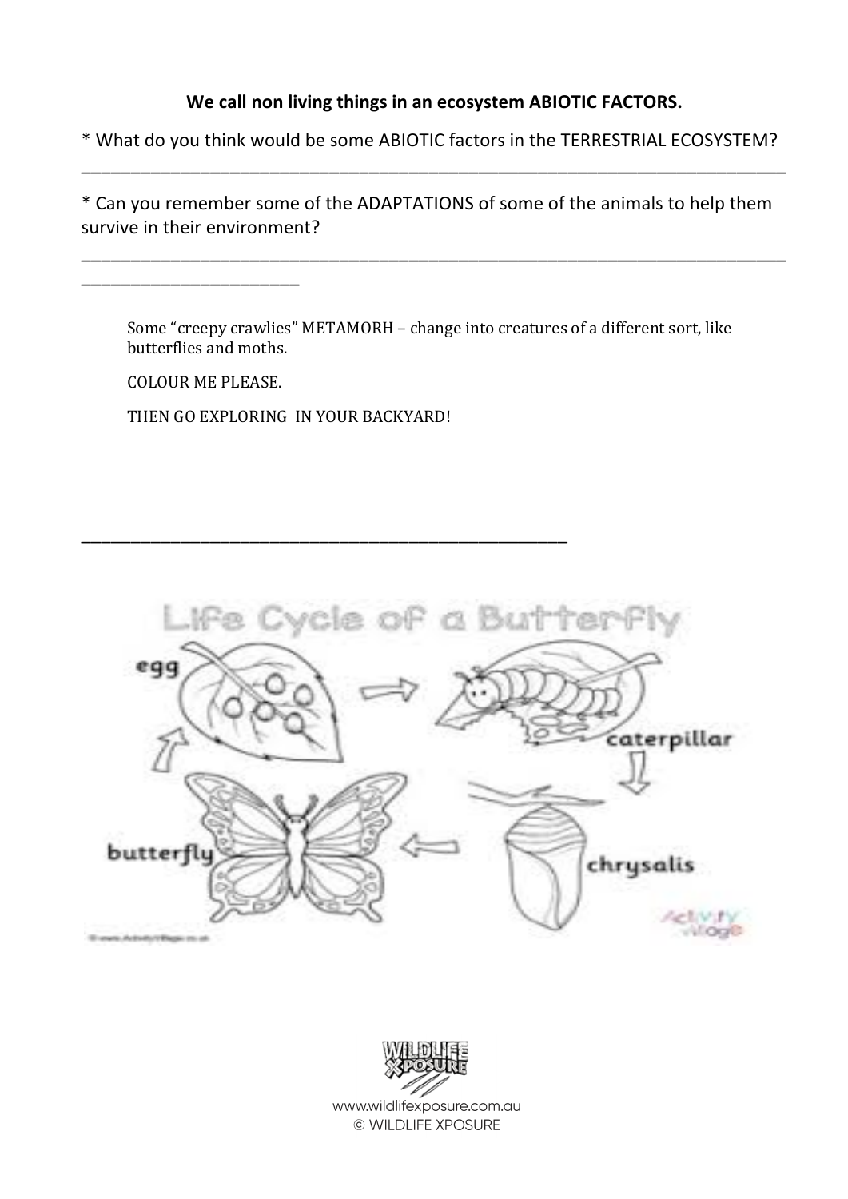**We call non living things in an ecosystem ABIOTIC FACTORS.**

* What do you think would be some ABIOTIC factors in the TERRESTRIAL ECOSYSTEM?

______________________________________________________________________________

* Can you remember some of the ADAPTATIONS of some of the animals to help them survive in their environment?

______________________________________________________________________________
________________________

Some "creepy crawlies" METAMORH – change into creatures of a different sort, like butterflies and moths.

COLOUR ME PLEASE.

THEN GO EXPLORING IN YOUR BACKYARD!

____________________________________________________________

Life Cycle of a Butterfly

egg

caterpillar

chrysalis

butterfly